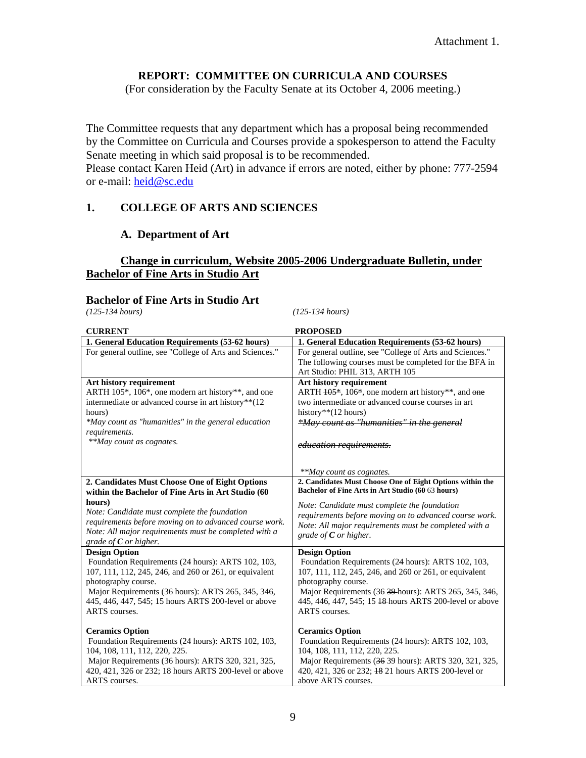Attachment 1.

## REPORT: COMMITTEE ON CURRICULA AND COURSES

(For consideration by the Faculty Senate at its October 4, 2006 meeting.)

The Committee requests that any department which has a proposal being recommended by the Committee on Curricula and Courses provide a spokesperson to attend the Faculty Senate meeting in which said proposal is to be recommended.
Please contact Karen Heid (Art) in advance if errors are noted, either by phone: 777-2594 or e-mail: heid@sc.edu

## 1. COLLEGE OF ARTS AND SCIENCES

### A. Department of Art

**Change in curriculum, Website 2005-2006 Undergraduate Bulletin, under Bachelor of Fine Arts in Studio Art**

### Bachelor of Fine Arts in Studio Art

| *(125-134 hours)* | *(125-134 hours)* |
|---|---|
| **CURRENT** | **PROPOSED** |
| **1. General Education Requirements (53-62 hours)** | **1. General Education Requirements (53-62 hours)** |
| For general outline, see "College of Arts and Sciences." | For general outline, see "College of Arts and Sciences." The following courses must be completed for the BFA in Art Studio: PHIL 313, ARTH 105 |
| **Art history requirement**<br>ARTH 105*, 106*, one modern art history**, and one intermediate or advanced course in art history**(12 hours)<br>*\*May count as "humanities" in the general education requirements.*<br>*\*\*May count as cognates.* | **Art history requirement**<br>ARTH ~~105*~~, 106~~*~~, one modern art history**, and ~~one~~ two intermediate or advanced ~~course~~ courses in art history**(12 hours)<br>~~*\*May count as "humanities" in the general education requirements.*~~<br>*\*\*May count as cognates.* |
| **2. Candidates Must Choose One of Eight Options within the Bachelor of Fine Arts in Art Studio (60 hours)**<br>*Note: Candidate must complete the foundation requirements before moving on to advanced course work.*<br>*Note: All major requirements must be completed with a grade of **C** or higher.* | **2. Candidates Must Choose One of Eight Options within the Bachelor of Fine Arts in Art Studio (~~60~~ 63 hours)**<br>*Note: Candidate must complete the foundation requirements before moving on to advanced course work.*<br>*Note: All major requirements must be completed with a grade of **C** or higher.* |
| **Design Option**<br>Foundation Requirements (24 hours): ARTS 102, 103, 107, 111, 112, 245, 246, and 260 or 261, or equivalent photography course.<br>Major Requirements (36 hours): ARTS 265, 345, 346, 445, 446, 447, 545; 15 hours ARTS 200-level or above ARTS courses.<br><br>**Ceramics Option**<br>Foundation Requirements (24 hours): ARTS 102, 103, 104, 108, 111, 112, 220, 225.<br>Major Requirements (36 hours): ARTS 320, 321, 325, 420, 421, 326 or 232; 18 hours ARTS 200-level or above ARTS courses. | **Design Option**<br>Foundation Requirements (24 hours): ARTS 102, 103, 107, 111, 112, 245, 246, and 260 or 261, or equivalent photography course.<br>Major Requirements (36 ~~39~~ hours): ARTS 265, 345, 346, 445, 446, 447, 545; 15 ~~18~~ hours ARTS 200-level or above ARTS courses.<br><br>**Ceramics Option**<br>Foundation Requirements (24 hours): ARTS 102, 103, 104, 108, 111, 112, 220, 225.<br>Major Requirements (~~36~~ 39 hours): ARTS 320, 321, 325, 420, 421, 326 or 232; ~~18~~ 21 hours ARTS 200-level or above ARTS courses. |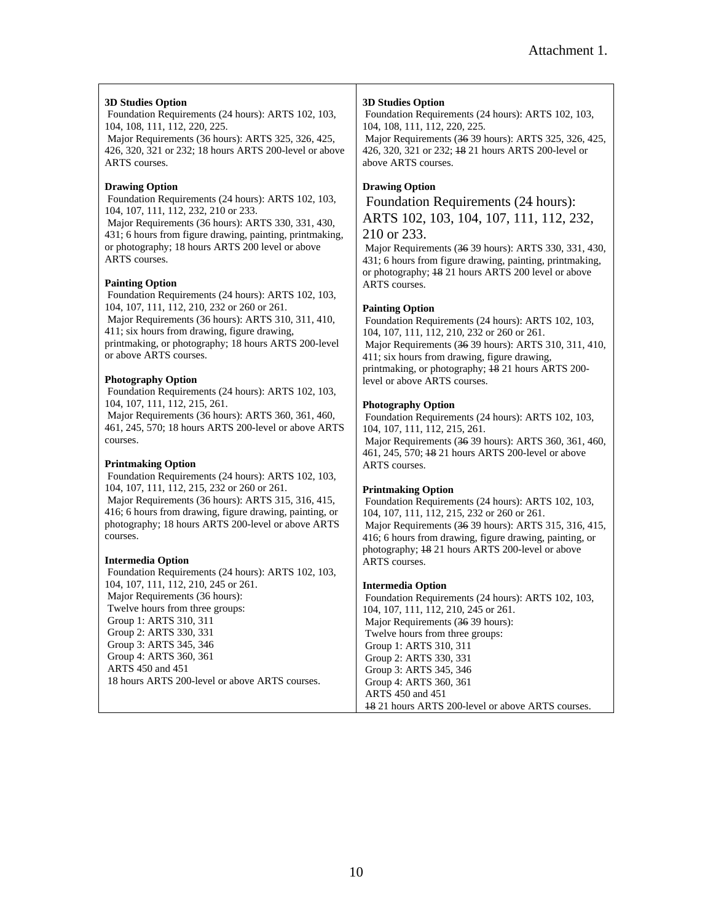Attachment 1.

| Current | Proposed |
|---|---|
| **3D Studies Option**<br>Foundation Requirements (24 hours): ARTS 102, 103, 104, 108, 111, 112, 220, 225.<br>Major Requirements (36 hours): ARTS 325, 326, 425, 426, 320, 321 or 232; 18 hours ARTS 200-level or above ARTS courses. | **3D Studies Option**<br>Foundation Requirements (24 hours): ARTS 102, 103, 104, 108, 111, 112, 220, 225.<br>Major Requirements (~~36~~ 39 hours): ARTS 325, 326, 425, 426, 320, 321 or 232; ~~18~~ 21 hours ARTS 200-level or above ARTS courses. |
| **Drawing Option**<br>Foundation Requirements (24 hours): ARTS 102, 103, 104, 107, 111, 112, 232, 210 or 233.<br>Major Requirements (36 hours): ARTS 330, 331, 430, 431; 6 hours from figure drawing, painting, printmaking, or photography; 18 hours ARTS 200 level or above ARTS courses. | **Drawing Option**<br>Foundation Requirements (24 hours): ARTS 102, 103, 104, 107, 111, 112, 232, 210 or 233.<br>Major Requirements (~~36~~ 39 hours): ARTS 330, 331, 430, 431; 6 hours from figure drawing, painting, printmaking, or photography; ~~18~~ 21 hours ARTS 200 level or above ARTS courses. |
| **Painting Option**<br>Foundation Requirements (24 hours): ARTS 102, 103, 104, 107, 111, 112, 210, 232 or 260 or 261.<br>Major Requirements (36 hours): ARTS 310, 311, 410, 411; six hours from drawing, figure drawing, printmaking, or photography; 18 hours ARTS 200-level or above ARTS courses. | **Painting Option**<br>Foundation Requirements (24 hours): ARTS 102, 103, 104, 107, 111, 112, 210, 232 or 260 or 261.<br>Major Requirements (~~36~~ 39 hours): ARTS 310, 311, 410, 411; six hours from drawing, figure drawing, printmaking, or photography; ~~18~~ 21 hours ARTS 200-level or above ARTS courses. |
| **Photography Option**<br>Foundation Requirements (24 hours): ARTS 102, 103, 104, 107, 111, 112, 215, 261.<br>Major Requirements (36 hours): ARTS 360, 361, 460, 461, 245, 570; 18 hours ARTS 200-level or above ARTS courses. | **Photography Option**<br>Foundation Requirements (24 hours): ARTS 102, 103, 104, 107, 111, 112, 215, 261.<br>Major Requirements (~~36~~ 39 hours): ARTS 360, 361, 460, 461, 245, 570; ~~18~~ 21 hours ARTS 200-level or above ARTS courses. |
| **Printmaking Option**<br>Foundation Requirements (24 hours): ARTS 102, 103, 104, 107, 111, 112, 215, 232 or 260 or 261.<br>Major Requirements (36 hours): ARTS 315, 316, 415, 416; 6 hours from drawing, figure drawing, painting, or photography; 18 hours ARTS 200-level or above ARTS courses. | **Printmaking Option**<br>Foundation Requirements (24 hours): ARTS 102, 103, 104, 107, 111, 112, 215, 232 or 260 or 261.<br>Major Requirements (~~36~~ 39 hours): ARTS 315, 316, 415, 416; 6 hours from drawing, figure drawing, painting, or photography; ~~18~~ 21 hours ARTS 200-level or above ARTS courses. |
| **Intermedia Option**<br>Foundation Requirements (24 hours): ARTS 102, 103, 104, 107, 111, 112, 210, 245 or 261.<br>Major Requirements (36 hours):<br>Twelve hours from three groups:<br>Group 1: ARTS 310, 311<br>Group 2: ARTS 330, 331<br>Group 3: ARTS 345, 346<br>Group 4: ARTS 360, 361<br>ARTS 450 and 451<br>18 hours ARTS 200-level or above ARTS courses. | **Intermedia Option**<br>Foundation Requirements (24 hours): ARTS 102, 103, 104, 107, 111, 112, 210, 245 or 261.<br>Major Requirements (~~36~~ 39 hours):<br>Twelve hours from three groups:<br>Group 1: ARTS 310, 311<br>Group 2: ARTS 330, 331<br>Group 3: ARTS 345, 346<br>Group 4: ARTS 360, 361<br>ARTS 450 and 451<br>~~18~~ 21 hours ARTS 200-level or above ARTS courses. |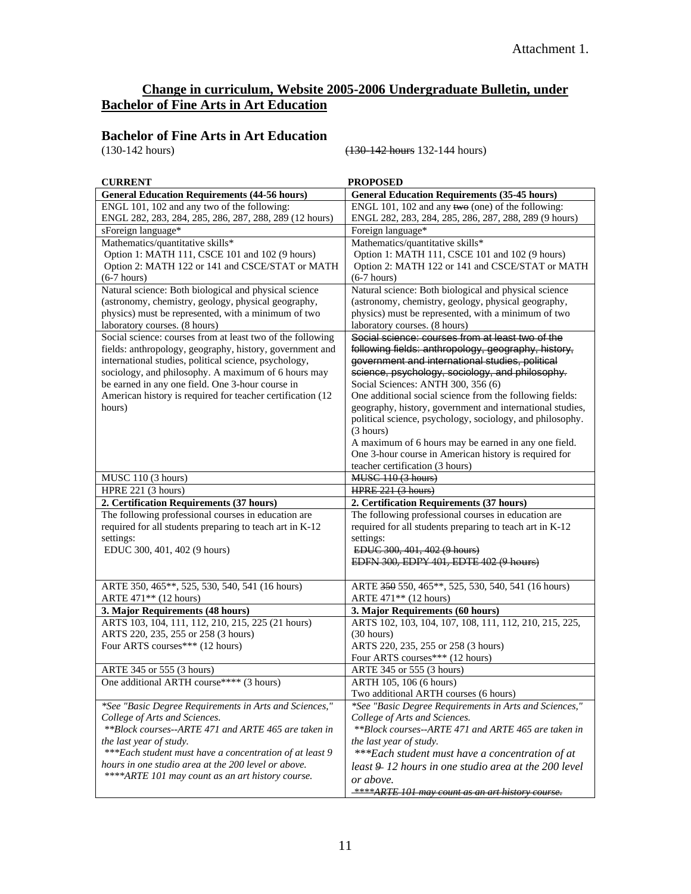Attachment 1.

## Change in curriculum, Website 2005-2006 Undergraduate Bulletin, under Bachelor of Fine Arts in Art Education

### Bachelor of Fine Arts in Art Education

(130-142 hours) ~~(130-142 hours~~ 132-144 hours)

| CURRENT | PROPOSED |
|---|---|
| **General Education Requirements (44-56 hours)** | **General Education Requirements (35-45 hours)** |
| ENGL 101, 102 and any two of the following: ENGL 282, 283, 284, 285, 286, 287, 288, 289 (12 hours) | ENGL 101, 102 and any ~~two~~ (one) of the following: ENGL 282, 283, 284, 285, 286, 287, 288, 289 (9 hours) |
| sForeign language* | Foreign language* |
| Mathematics/quantitative skills* Option 1: MATH 111, CSCE 101 and 102 (9 hours) Option 2: MATH 122 or 141 and CSCE/STAT or MATH (6-7 hours) | Mathematics/quantitative skills* Option 1: MATH 111, CSCE 101 and 102 (9 hours) Option 2: MATH 122 or 141 and CSCE/STAT or MATH (6-7 hours) |
| Natural science: Both biological and physical science (astronomy, chemistry, geology, physical geography, physics) must be represented, with a minimum of two laboratory courses. (8 hours) | Natural science: Both biological and physical science (astronomy, chemistry, geology, physical geography, physics) must be represented, with a minimum of two laboratory courses. (8 hours) |
| Social science: courses from at least two of the following fields: anthropology, geography, history, government and international studies, political science, psychology, sociology, and philosophy. A maximum of 6 hours may be earned in any one field. One 3-hour course in American history is required for teacher certification (12 hours) | ~~Social science: courses from at least two of the following fields: anthropology, geography, history, government and international studies, political science, psychology, sociology, and philosophy.~~ Social Sciences: ANTH 300, 356 (6) One additional social science from the following fields: geography, history, government and international studies, political science, psychology, sociology, and philosophy. (3 hours) A maximum of 6 hours may be earned in any one field. One 3-hour course in American history is required for teacher certification (3 hours) |
| MUSC 110 (3 hours) | ~~MUSC 110 (3 hours)~~ |
| HPRE 221 (3 hours) | ~~HPRE 221 (3 hours)~~ |
| **2. Certification Requirements (37 hours)** | **2. Certification Requirements (37 hours)** |
| The following professional courses in education are required for all students preparing to teach art in K-12 settings: EDUC 300, 401, 402 (9 hours) | The following professional courses in education are required for all students preparing to teach art in K-12 settings: ~~EDUC 300, 401, 402 (9 hours)~~ ~~EDFN 300, EDPY 401, EDTE 402 (9 hours)~~ |
| ARTE 350, 465**, 525, 530, 540, 541 (16 hours) ARTE 471** (12 hours) | ARTE ~~350~~ 550, 465**, 525, 530, 540, 541 (16 hours) ARTE 471** (12 hours) |
| **3. Major Requirements (48 hours)** | **3. Major Requirements (60 hours)** |
| ARTS 103, 104, 111, 112, 210, 215, 225 (21 hours) ARTS 220, 235, 255 or 258 (3 hours) Four ARTS courses*** (12 hours) | ARTS 102, 103, 104, 107, 108, 111, 112, 210, 215, 225, (30 hours) ARTS 220, 235, 255 or 258 (3 hours) Four ARTS courses*** (12 hours) |
| ARTE 345 or 555 (3 hours) | ARTE 345 or 555 (3 hours) |
| One additional ARTH course**** (3 hours) | ARTH 105, 106 (6 hours) Two additional ARTH courses (6 hours) |
| *\*See "Basic Degree Requirements in Arts and Sciences," College of Arts and Sciences.* *\*\*Block courses--ARTE 471 and ARTE 465 are taken in the last year of study.* *\*\*\*Each student must have a concentration of at least 9 hours in one studio area at the 200 level or above.* *\*\*\*\*ARTE 101 may count as an art history course.* | *\*See "Basic Degree Requirements in Arts and Sciences," College of Arts and Sciences.* *\*\*Block courses--ARTE 471 and ARTE 465 are taken in the last year of study.* *\*\*\*Each student must have a concentration of at least ~~9~~ 12 hours in one studio area at the 200 level or above.* ~~*\*\*\*\*ARTE 101 may count as an art history course.*~~ |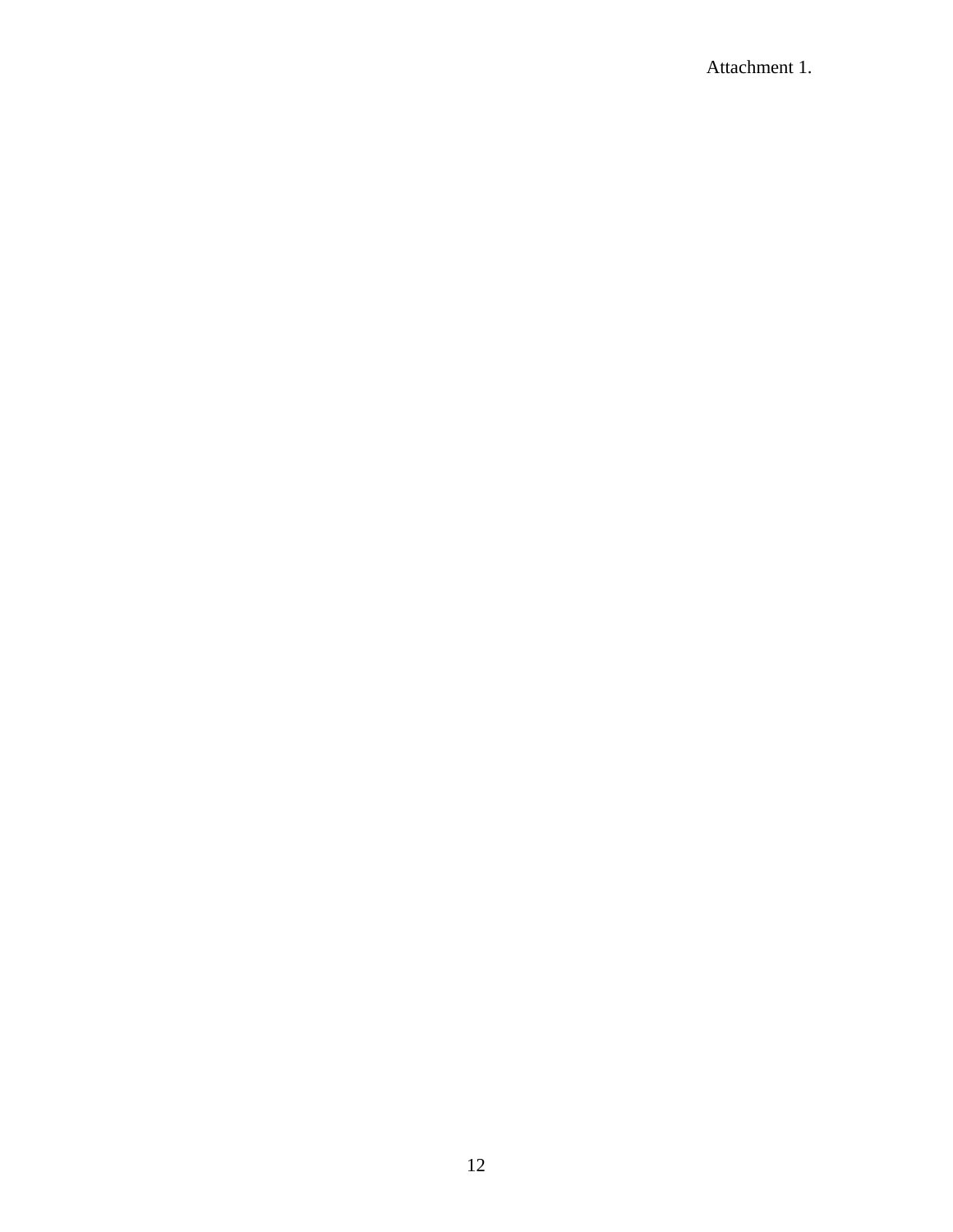Attachment 1.